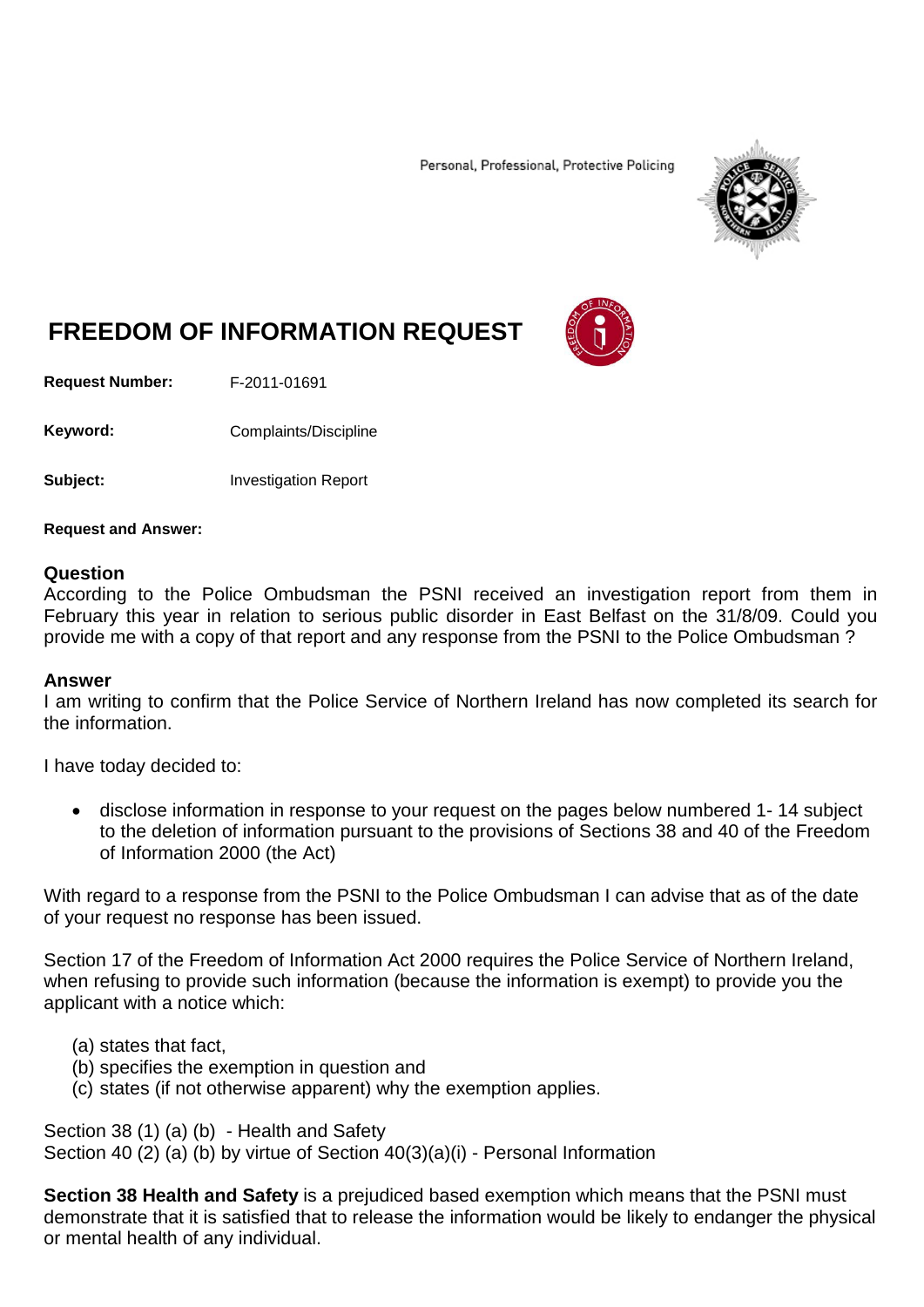Personal, Professional, Protective Policing

# FREEDOM OF INFORMATION REQUEST

**Request Number:** F-2011-01691

**Keyword:** Complaints/Discipline

**Subject:** Investigation Report

**Request and Answer:**

## Question

According to the Police Ombudsman the PSNI received an investigation report from them in February this year in relation to serious public disorder in East Belfast on the 31/8/09. Could you provide me with a copy of that report and any response from the PSNI to the Police Ombudsman ?

## Answer

I am writing to confirm that the Police Service of Northern Ireland has now completed its search for the information.

I have today decided to:

- disclose information in response to your request on the pages below numbered 1- 14 subject to the deletion of information pursuant to the provisions of Sections 38 and 40 of the Freedom of Information 2000 (the Act)

With regard to a response from the PSNI to the Police Ombudsman I can advise that as of the date of your request no response has been issued.

Section 17 of the Freedom of Information Act 2000 requires the Police Service of Northern Ireland, when refusing to provide such information (because the information is exempt) to provide you the applicant with a notice which:

(a) states that fact,
(b) specifies the exemption in question and
(c) states (if not otherwise apparent) why the exemption applies.

Section 38 (1) (a) (b) - Health and Safety
Section 40 (2) (a) (b) by virtue of Section 40(3)(a)(i) - Personal Information

**Section 38 Health and Safety** is a prejudiced based exemption which means that the PSNI must demonstrate that it is satisfied that to release the information would be likely to endanger the physical or mental health of any individual.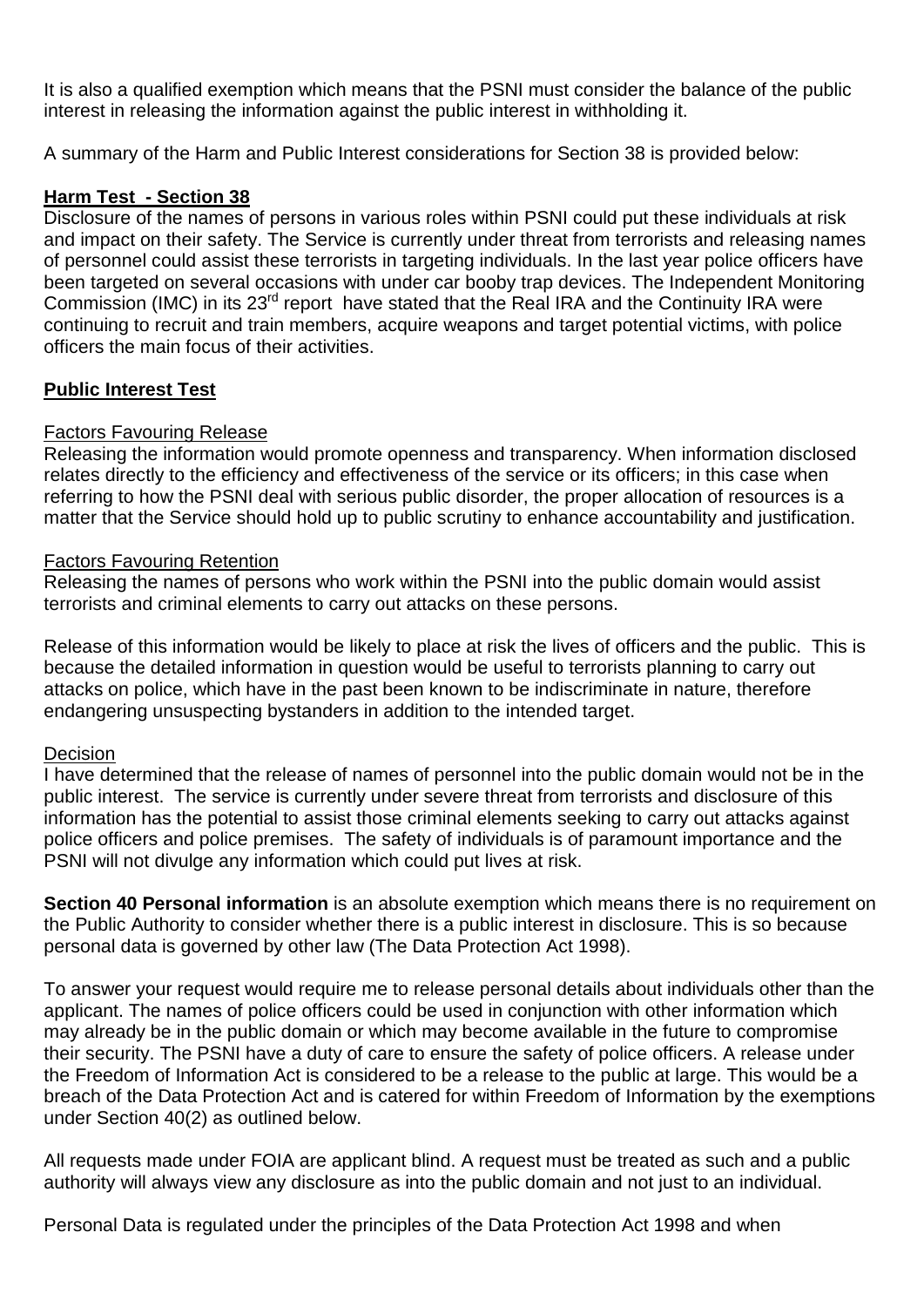It is also a qualified exemption which means that the PSNI must consider the balance of the public interest in releasing the information against the public interest in withholding it.

A summary of the Harm and Public Interest considerations for Section 38 is provided below:

**Harm Test - Section 38**

Disclosure of the names of persons in various roles within PSNI could put these individuals at risk and impact on their safety. The Service is currently under threat from terrorists and releasing names of personnel could assist these terrorists in targeting individuals. In the last year police officers have been targeted on several occasions with under car booby trap devices. The Independent Monitoring Commission (IMC) in its 23rd report have stated that the Real IRA and the Continuity IRA were continuing to recruit and train members, acquire weapons and target potential victims, with police officers the main focus of their activities.

**Public Interest Test**

Factors Favouring Release

Releasing the information would promote openness and transparency. When information disclosed relates directly to the efficiency and effectiveness of the service or its officers; in this case when referring to how the PSNI deal with serious public disorder, the proper allocation of resources is a matter that the Service should hold up to public scrutiny to enhance accountability and justification.

Factors Favouring Retention

Releasing the names of persons who work within the PSNI into the public domain would assist terrorists and criminal elements to carry out attacks on these persons.

Release of this information would be likely to place at risk the lives of officers and the public. This is because the detailed information in question would be useful to terrorists planning to carry out attacks on police, which have in the past been known to be indiscriminate in nature, therefore endangering unsuspecting bystanders in addition to the intended target.

Decision

I have determined that the release of names of personnel into the public domain would not be in the public interest. The service is currently under severe threat from terrorists and disclosure of this information has the potential to assist those criminal elements seeking to carry out attacks against police officers and police premises. The safety of individuals is of paramount importance and the PSNI will not divulge any information which could put lives at risk.

**Section 40 Personal information** is an absolute exemption which means there is no requirement on the Public Authority to consider whether there is a public interest in disclosure. This is so because personal data is governed by other law (The Data Protection Act 1998).

To answer your request would require me to release personal details about individuals other than the applicant. The names of police officers could be used in conjunction with other information which may already be in the public domain or which may become available in the future to compromise their security. The PSNI have a duty of care to ensure the safety of police officers. A release under the Freedom of Information Act is considered to be a release to the public at large. This would be a breach of the Data Protection Act and is catered for within Freedom of Information by the exemptions under Section 40(2) as outlined below.

All requests made under FOIA are applicant blind. A request must be treated as such and a public authority will always view any disclosure as into the public domain and not just to an individual.

Personal Data is regulated under the principles of the Data Protection Act 1998 and when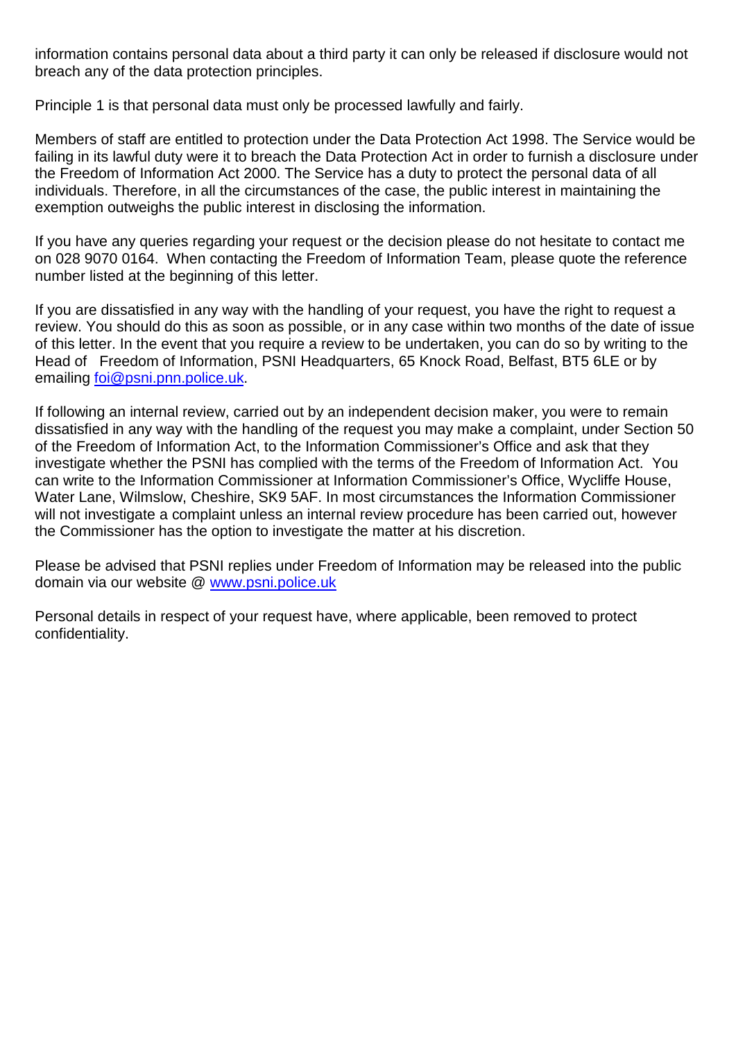information contains personal data about a third party it can only be released if disclosure would not breach any of the data protection principles.

Principle 1 is that personal data must only be processed lawfully and fairly.

Members of staff are entitled to protection under the Data Protection Act 1998. The Service would be failing in its lawful duty were it to breach the Data Protection Act in order to furnish a disclosure under the Freedom of Information Act 2000. The Service has a duty to protect the personal data of all individuals. Therefore, in all the circumstances of the case, the public interest in maintaining the exemption outweighs the public interest in disclosing the information.

If you have any queries regarding your request or the decision please do not hesitate to contact me on 028 9070 0164. When contacting the Freedom of Information Team, please quote the reference number listed at the beginning of this letter.

If you are dissatisfied in any way with the handling of your request, you have the right to request a review. You should do this as soon as possible, or in any case within two months of the date of issue of this letter. In the event that you require a review to be undertaken, you can do so by writing to the Head of Freedom of Information, PSNI Headquarters, 65 Knock Road, Belfast, BT5 6LE or by emailing foi@psni.pnn.police.uk.

If following an internal review, carried out by an independent decision maker, you were to remain dissatisfied in any way with the handling of the request you may make a complaint, under Section 50 of the Freedom of Information Act, to the Information Commissioner's Office and ask that they investigate whether the PSNI has complied with the terms of the Freedom of Information Act. You can write to the Information Commissioner at Information Commissioner's Office, Wycliffe House, Water Lane, Wilmslow, Cheshire, SK9 5AF. In most circumstances the Information Commissioner will not investigate a complaint unless an internal review procedure has been carried out, however the Commissioner has the option to investigate the matter at his discretion.

Please be advised that PSNI replies under Freedom of Information may be released into the public domain via our website @ www.psni.police.uk

Personal details in respect of your request have, where applicable, been removed to protect confidentiality.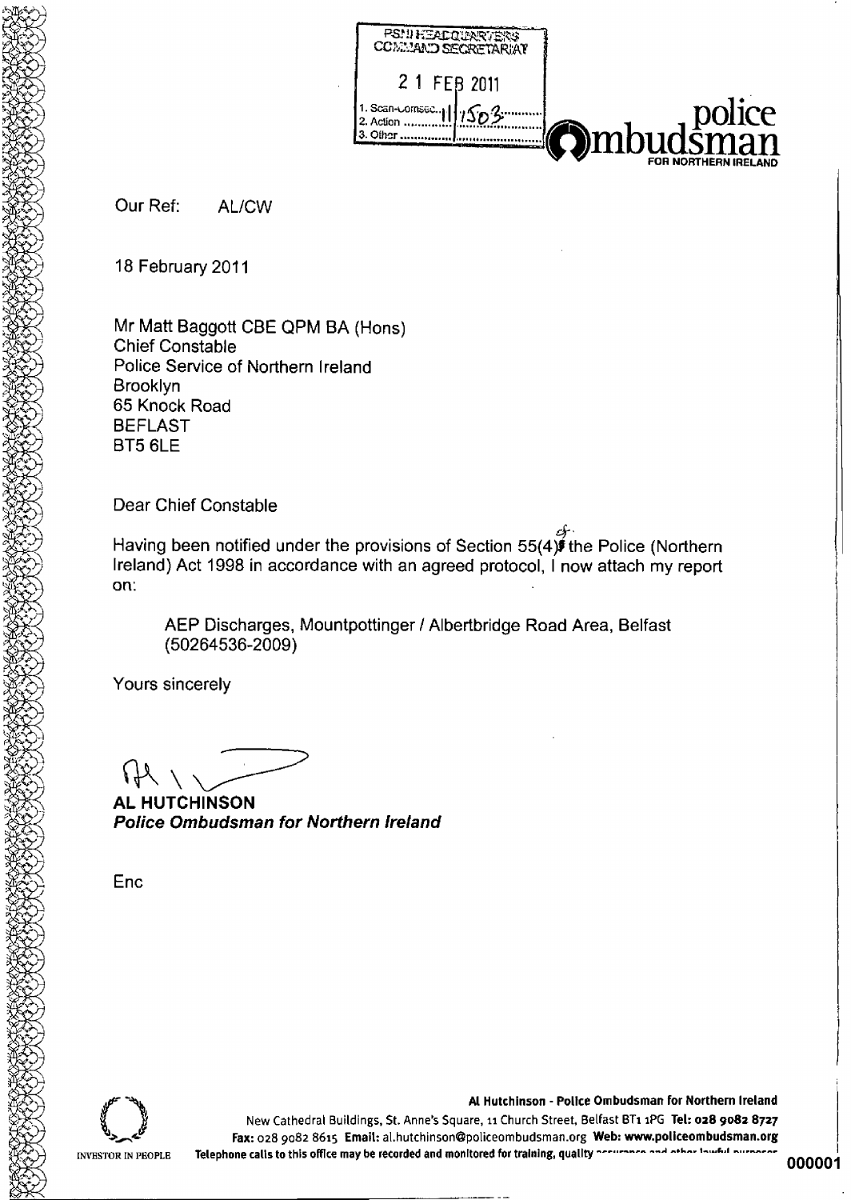PSNI HEADQUARTERS
COMMAND SECRETARIAT

21 FEB 2011

1. Scan-Comsec... 11/1503
2. Action ...
3. Other ...

**police Ombudsman**
FOR NORTHERN IRELAND

Our Ref: AL/CW

18 February 2011

Mr Matt Baggott CBE QPM BA (Hons)
Chief Constable
Police Service of Northern Ireland
Brooklyn
65 Knock Road
BEFLAST
BT5 6LE

Dear Chief Constable

Having been notified under the provisions of Section 55(4) of the Police (Northern Ireland) Act 1998 in accordance with an agreed protocol, I now attach my report on:

> AEP Discharges, Mountpottinger / Albertbridge Road Area, Belfast (50264536-2009)

Yours sincerely

**AL HUTCHINSON**
***Police Ombudsman for Northern Ireland***

Enc

**Al Hutchinson - Police Ombudsman for Northern Ireland**
New Cathedral Buildings, St. Anne's Square, 11 Church Street, Belfast BT1 1PG **Tel: 028 9082 8727**
**Fax:** 028 9082 8615 **Email:** al.hutchinson@policeombudsman.org **Web: www.policeombudsman.org**
INVESTOR IN PEOPLE **Telephone calls to this office may be recorded and monitored for training, quality assurance and other lawful purposes**

000001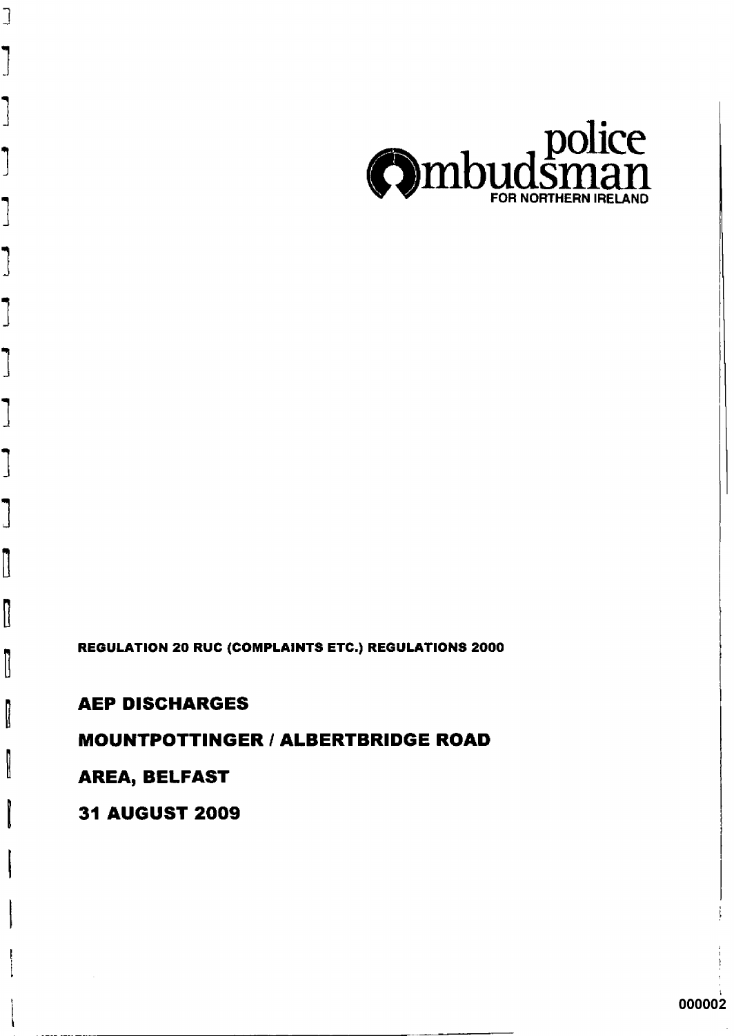police Ombudsman FOR NORTHERN IRELAND

**REGULATION 20 RUC (COMPLAINTS ETC.) REGULATIONS 2000**

# AEP DISCHARGES

# MOUNTPOTTINGER / ALBERTBRIDGE ROAD

# AREA, BELFAST

# 31 AUGUST 2009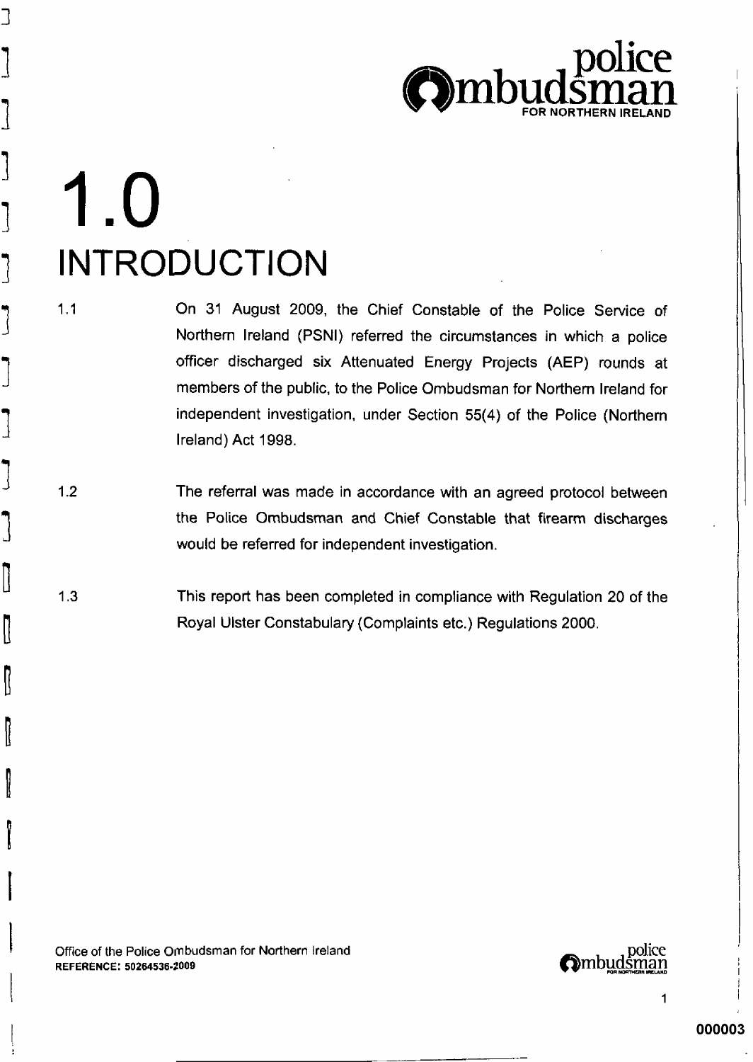# 1.0 INTRODUCTION

1.1 On 31 August 2009, the Chief Constable of the Police Service of Northern Ireland (PSNI) referred the circumstances in which a police officer discharged six Attenuated Energy Projects (AEP) rounds at members of the public, to the Police Ombudsman for Northern Ireland for independent investigation, under Section 55(4) of the Police (Northern Ireland) Act 1998.

1.2 The referral was made in accordance with an agreed protocol between the Police Ombudsman and Chief Constable that firearm discharges would be referred for independent investigation.

1.3 This report has been completed in compliance with Regulation 20 of the Royal Ulster Constabulary (Complaints etc.) Regulations 2000.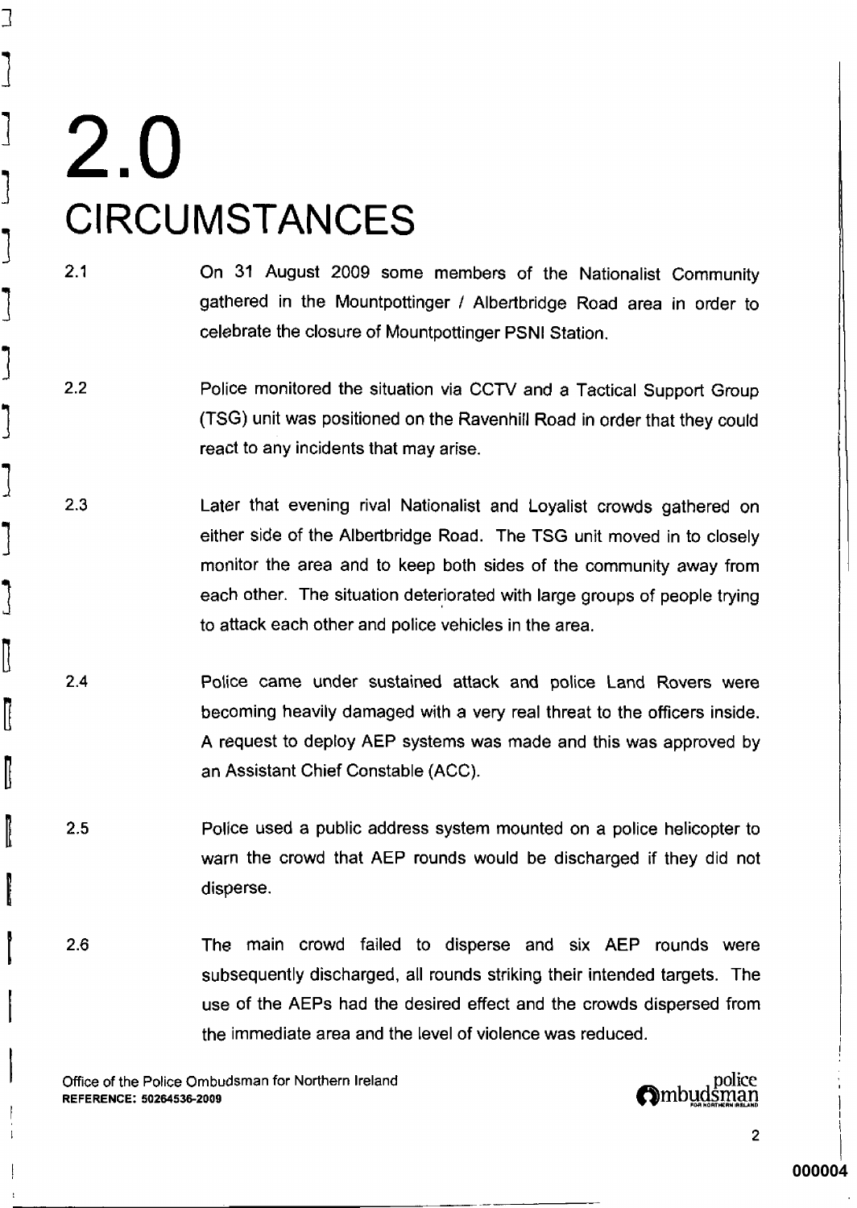# 2.0 CIRCUMSTANCES

2.1 On 31 August 2009 some members of the Nationalist Community gathered in the Mountpottinger / Albertbridge Road area in order to celebrate the closure of Mountpottinger PSNI Station.

2.2 Police monitored the situation via CCTV and a Tactical Support Group (TSG) unit was positioned on the Ravenhill Road in order that they could react to any incidents that may arise.

2.3 Later that evening rival Nationalist and Loyalist crowds gathered on either side of the Albertbridge Road. The TSG unit moved in to closely monitor the area and to keep both sides of the community away from each other. The situation deteriorated with large groups of people trying to attack each other and police vehicles in the area.

2.4 Police came under sustained attack and police Land Rovers were becoming heavily damaged with a very real threat to the officers inside. A request to deploy AEP systems was made and this was approved by an Assistant Chief Constable (ACC).

2.5 Police used a public address system mounted on a police helicopter to warn the crowd that AEP rounds would be discharged if they did not disperse.

2.6 The main crowd failed to disperse and six AEP rounds were subsequently discharged, all rounds striking their intended targets. The use of the AEPs had the desired effect and the crowds dispersed from the immediate area and the level of violence was reduced.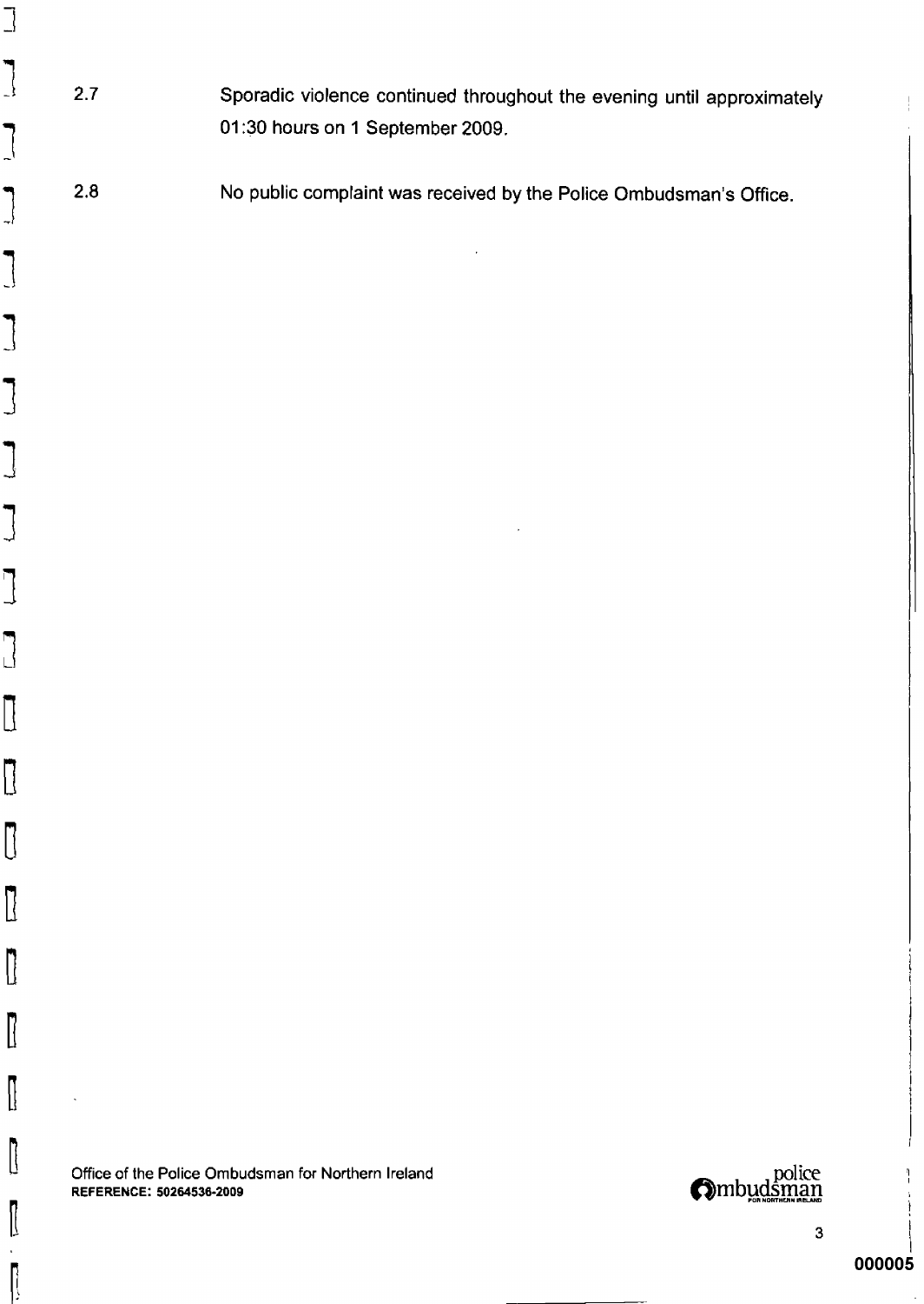2.7 Sporadic violence continued throughout the evening until approximately 01:30 hours on 1 September 2009.

2.8 No public complaint was received by the Police Ombudsman's Office.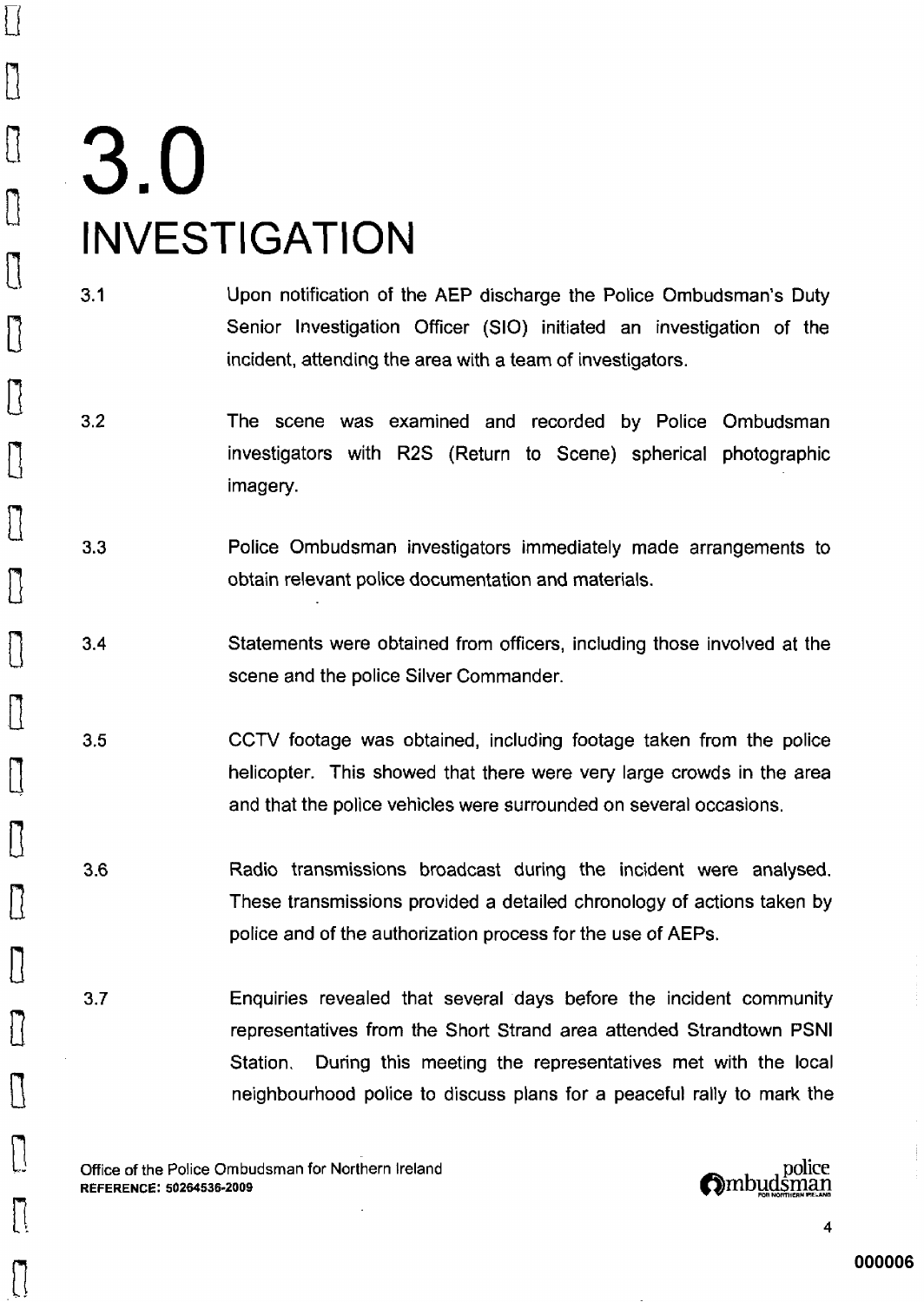# 3.0 INVESTIGATION

3.1 Upon notification of the AEP discharge the Police Ombudsman's Duty Senior Investigation Officer (SIO) initiated an investigation of the incident, attending the area with a team of investigators.

3.2 The scene was examined and recorded by Police Ombudsman investigators with R2S (Return to Scene) spherical photographic imagery.

3.3 Police Ombudsman investigators immediately made arrangements to obtain relevant police documentation and materials.

3.4 Statements were obtained from officers, including those involved at the scene and the police Silver Commander.

3.5 CCTV footage was obtained, including footage taken from the police helicopter. This showed that there were very large crowds in the area and that the police vehicles were surrounded on several occasions.

3.6 Radio transmissions broadcast during the incident were analysed. These transmissions provided a detailed chronology of actions taken by police and of the authorization process for the use of AEPs.

3.7 Enquiries revealed that several days before the incident community representatives from the Short Strand area attended Strandtown PSNI Station. During this meeting the representatives met with the local neighbourhood police to discuss plans for a peaceful rally to mark the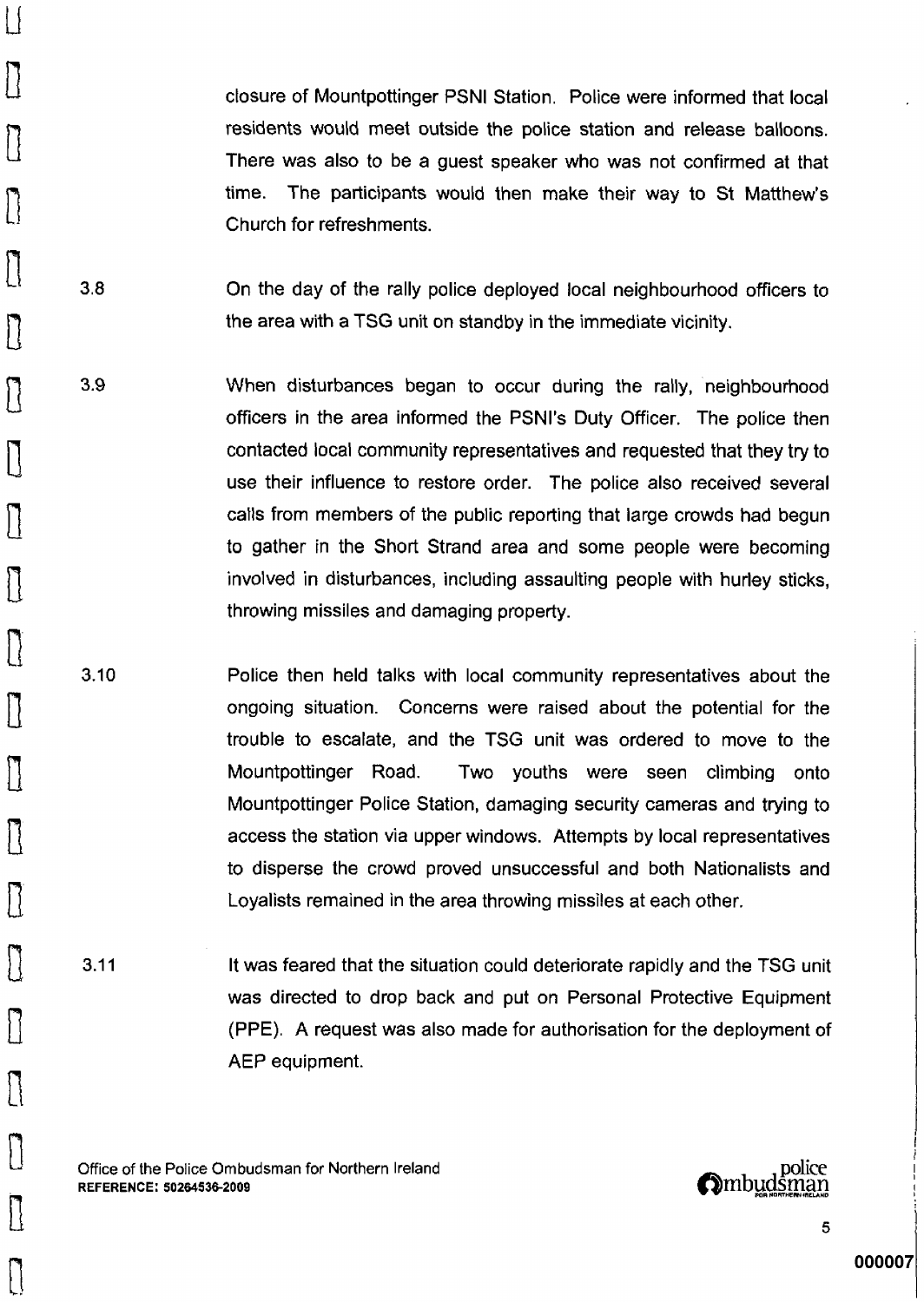closure of Mountpottinger PSNI Station. Police were informed that local residents would meet outside the police station and release balloons. There was also to be a guest speaker who was not confirmed at that time. The participants would then make their way to St Matthew's Church for refreshments.

3.8 On the day of the rally police deployed local neighbourhood officers to the area with a TSG unit on standby in the immediate vicinity.

3.9 When disturbances began to occur during the rally, neighbourhood officers in the area informed the PSNI's Duty Officer. The police then contacted local community representatives and requested that they try to use their influence to restore order. The police also received several calls from members of the public reporting that large crowds had begun to gather in the Short Strand area and some people were becoming involved in disturbances, including assaulting people with hurley sticks, throwing missiles and damaging property.

3.10 Police then held talks with local community representatives about the ongoing situation. Concerns were raised about the potential for the trouble to escalate, and the TSG unit was ordered to move to the Mountpottinger Road. Two youths were seen climbing onto Mountpottinger Police Station, damaging security cameras and trying to access the station via upper windows. Attempts by local representatives to disperse the crowd proved unsuccessful and both Nationalists and Loyalists remained in the area throwing missiles at each other.

3.11 It was feared that the situation could deteriorate rapidly and the TSG unit was directed to drop back and put on Personal Protective Equipment (PPE). A request was also made for authorisation for the deployment of AEP equipment.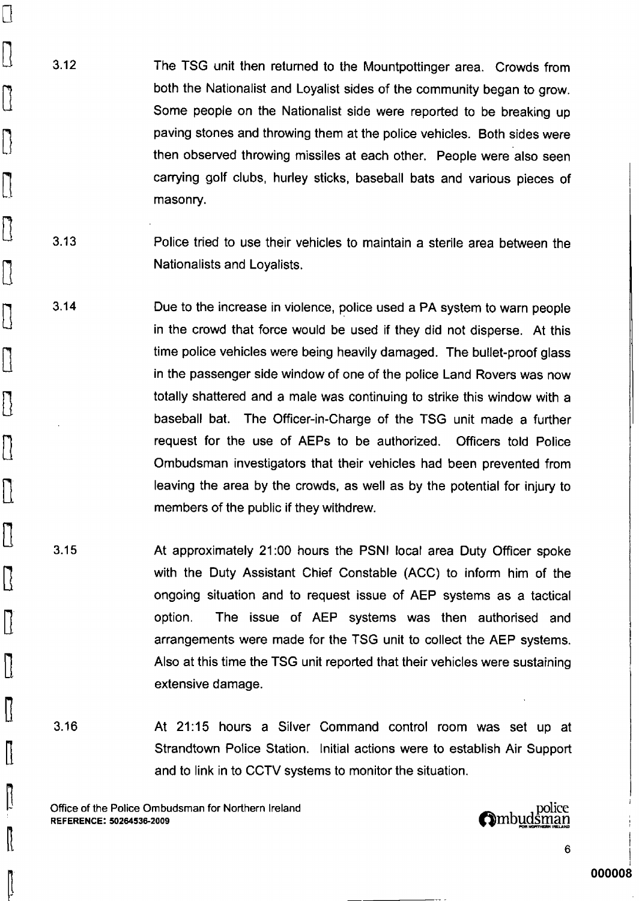3.12 The TSG unit then returned to the Mountpottinger area. Crowds from both the Nationalist and Loyalist sides of the community began to grow. Some people on the Nationalist side were reported to be breaking up paving stones and throwing them at the police vehicles. Both sides were then observed throwing missiles at each other. People were also seen carrying golf clubs, hurley sticks, baseball bats and various pieces of masonry.

3.13 Police tried to use their vehicles to maintain a sterile area between the Nationalists and Loyalists.

3.14 Due to the increase in violence, police used a PA system to warn people in the crowd that force would be used if they did not disperse. At this time police vehicles were being heavily damaged. The bullet-proof glass in the passenger side window of one of the police Land Rovers was now totally shattered and a male was continuing to strike this window with a baseball bat. The Officer-in-Charge of the TSG unit made a further request for the use of AEPs to be authorized. Officers told Police Ombudsman investigators that their vehicles had been prevented from leaving the area by the crowds, as well as by the potential for injury to members of the public if they withdrew.

3.15 At approximately 21:00 hours the PSNI local area Duty Officer spoke with the Duty Assistant Chief Constable (ACC) to inform him of the ongoing situation and to request issue of AEP systems as a tactical option. The issue of AEP systems was then authorised and arrangements were made for the TSG unit to collect the AEP systems. Also at this time the TSG unit reported that their vehicles were sustaining extensive damage.

3.16 At 21:15 hours a Silver Command control room was set up at Strandtown Police Station. Initial actions were to establish Air Support and to link in to CCTV systems to monitor the situation.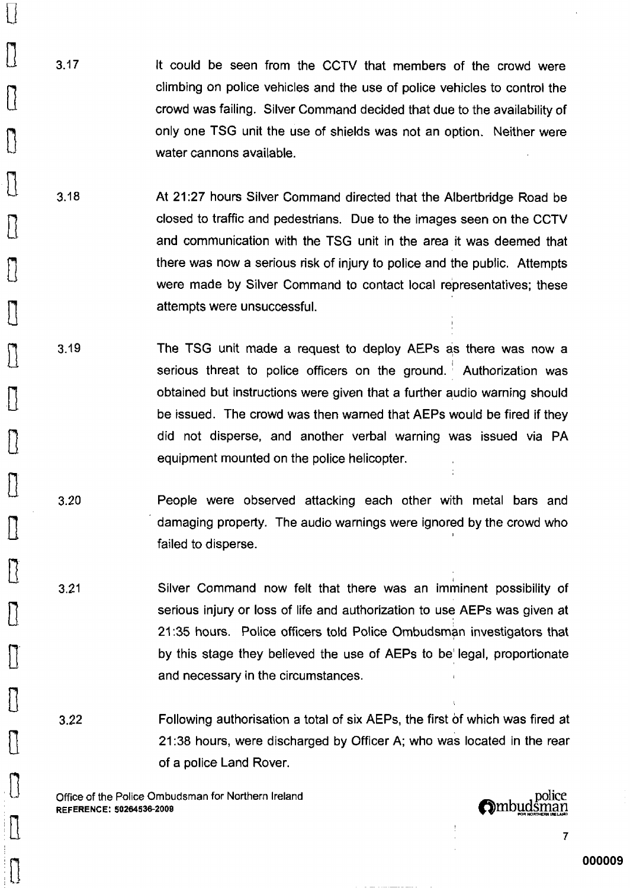3.17 It could be seen from the CCTV that members of the crowd were climbing on police vehicles and the use of police vehicles to control the crowd was failing. Silver Command decided that due to the availability of only one TSG unit the use of shields was not an option. Neither were water cannons available.

3.18 At 21:27 hours Silver Command directed that the Albertbridge Road be closed to traffic and pedestrians. Due to the images seen on the CCTV and communication with the TSG unit in the area it was deemed that there was now a serious risk of injury to police and the public. Attempts were made by Silver Command to contact local representatives; these attempts were unsuccessful.

3.19 The TSG unit made a request to deploy AEPs as there was now a serious threat to police officers on the ground. Authorization was obtained but instructions were given that a further audio warning should be issued. The crowd was then warned that AEPs would be fired if they did not disperse, and another verbal warning was issued via PA equipment mounted on the police helicopter.

3.20 People were observed attacking each other with metal bars and damaging property. The audio warnings were ignored by the crowd who failed to disperse.

3.21 Silver Command now felt that there was an imminent possibility of serious injury or loss of life and authorization to use AEPs was given at 21:35 hours. Police officers told Police Ombudsman investigators that by this stage they believed the use of AEPs to be legal, proportionate and necessary in the circumstances.

3.22 Following authorisation a total of six AEPs, the first of which was fired at 21:38 hours, were discharged by Officer A; who was located in the rear of a police Land Rover.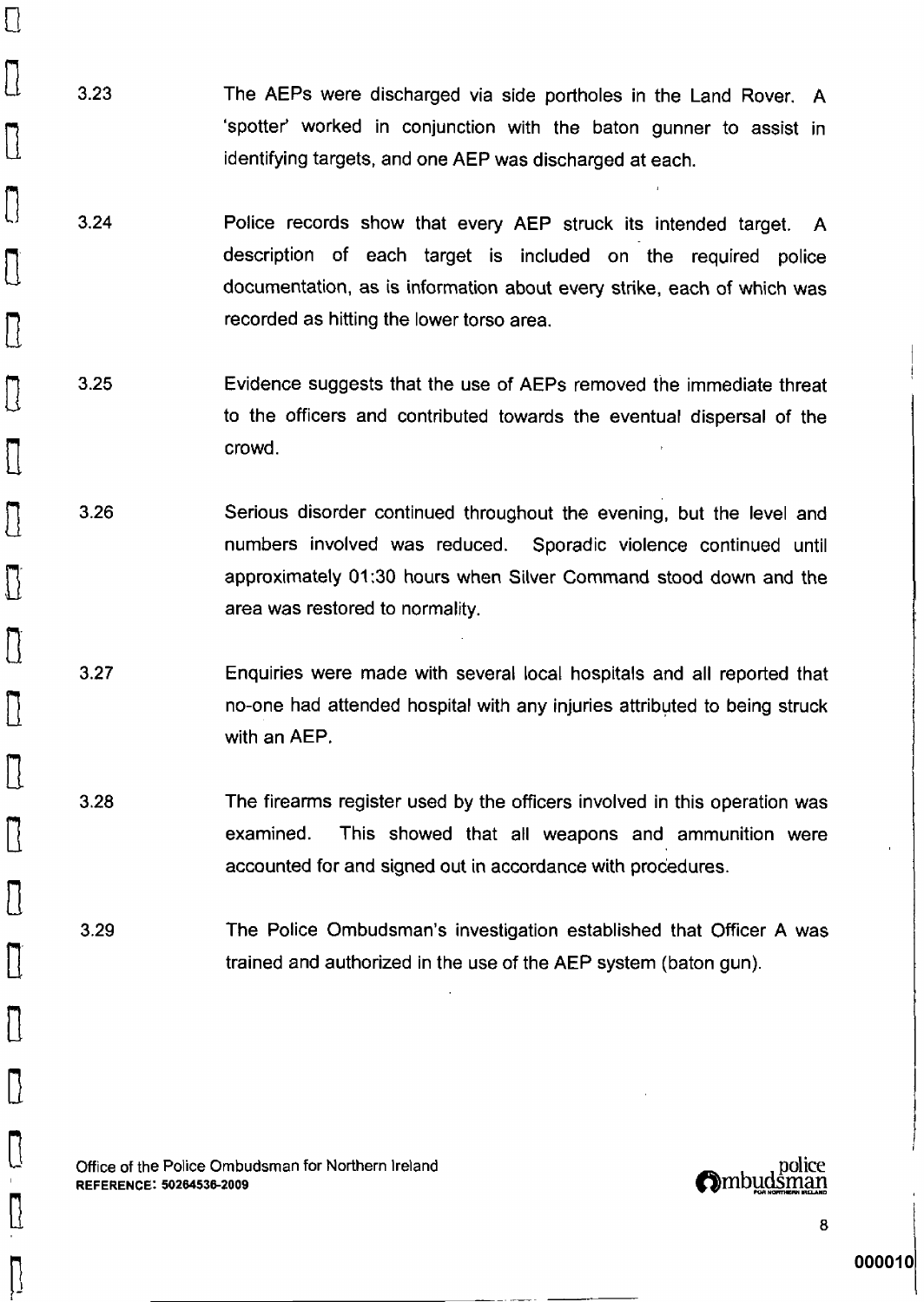3.23 The AEPs were discharged via side portholes in the Land Rover. A 'spotter' worked in conjunction with the baton gunner to assist in identifying targets, and one AEP was discharged at each.

3.24 Police records show that every AEP struck its intended target. A description of each target is included on the required police documentation, as is information about every strike, each of which was recorded as hitting the lower torso area.

3.25 Evidence suggests that the use of AEPs removed the immediate threat to the officers and contributed towards the eventual dispersal of the crowd.

3.26 Serious disorder continued throughout the evening, but the level and numbers involved was reduced. Sporadic violence continued until approximately 01:30 hours when Silver Command stood down and the area was restored to normality.

3.27 Enquiries were made with several local hospitals and all reported that no-one had attended hospital with any injuries attributed to being struck with an AEP.

3.28 The firearms register used by the officers involved in this operation was examined. This showed that all weapons and ammunition were accounted for and signed out in accordance with procedures.

3.29 The Police Ombudsman's investigation established that Officer A was trained and authorized in the use of the AEP system (baton gun).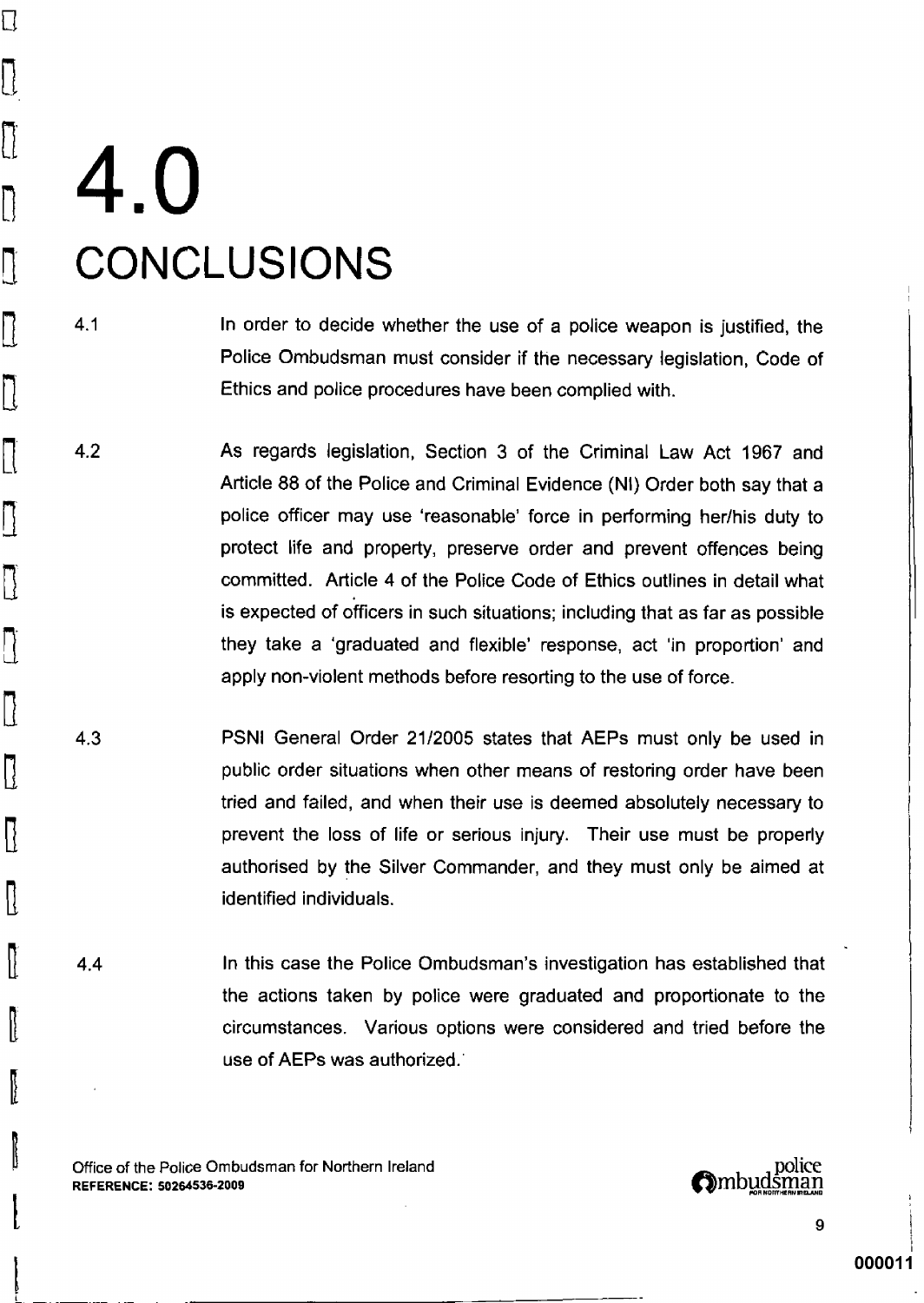# 4.0 CONCLUSIONS

4.1 In order to decide whether the use of a police weapon is justified, the Police Ombudsman must consider if the necessary legislation, Code of Ethics and police procedures have been complied with.

4.2 As regards legislation, Section 3 of the Criminal Law Act 1967 and Article 88 of the Police and Criminal Evidence (NI) Order both say that a police officer may use 'reasonable' force in performing her/his duty to protect life and property, preserve order and prevent offences being committed. Article 4 of the Police Code of Ethics outlines in detail what is expected of officers in such situations; including that as far as possible they take a 'graduated and flexible' response, act 'in proportion' and apply non-violent methods before resorting to the use of force.

4.3 PSNI General Order 21/2005 states that AEPs must only be used in public order situations when other means of restoring order have been tried and failed, and when their use is deemed absolutely necessary to prevent the loss of life or serious injury. Their use must be properly authorised by the Silver Commander, and they must only be aimed at identified individuals.

4.4 In this case the Police Ombudsman's investigation has established that the actions taken by police were graduated and proportionate to the circumstances. Various options were considered and tried before the use of AEPs was authorized.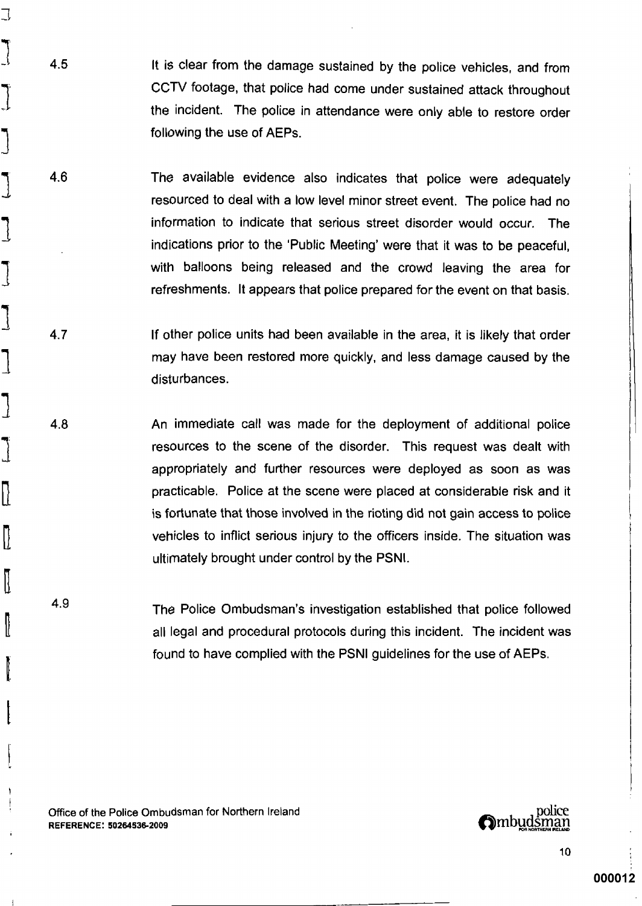4.5 It is clear from the damage sustained by the police vehicles, and from CCTV footage, that police had come under sustained attack throughout the incident. The police in attendance were only able to restore order following the use of AEPs.

4.6 The available evidence also indicates that police were adequately resourced to deal with a low level minor street event. The police had no information to indicate that serious street disorder would occur. The indications prior to the 'Public Meeting' were that it was to be peaceful, with balloons being released and the crowd leaving the area for refreshments. It appears that police prepared for the event on that basis.

4.7 If other police units had been available in the area, it is likely that order may have been restored more quickly, and less damage caused by the disturbances.

4.8 An immediate call was made for the deployment of additional police resources to the scene of the disorder. This request was dealt with appropriately and further resources were deployed as soon as was practicable. Police at the scene were placed at considerable risk and it is fortunate that those involved in the rioting did not gain access to police vehicles to inflict serious injury to the officers inside. The situation was ultimately brought under control by the PSNI.

4.9 The Police Ombudsman's investigation established that police followed all legal and procedural protocols during this incident. The incident was found to have complied with the PSNI guidelines for the use of AEPs.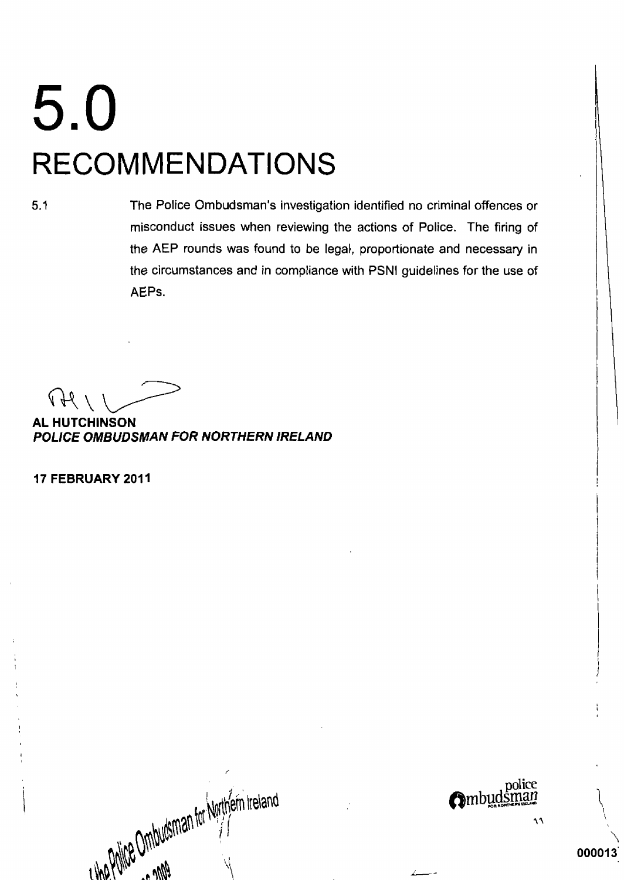# 5.0 RECOMMENDATIONS

5.1 The Police Ombudsman's investigation identified no criminal offences or misconduct issues when reviewing the actions of Police. The firing of the AEP rounds was found to be legal, proportionate and necessary in the circumstances and in compliance with PSNI guidelines for the use of AEPs.

**AL HUTCHINSON**
***POLICE OMBUDSMAN FOR NORTHERN IRELAND***

**17 FEBRUARY 2011**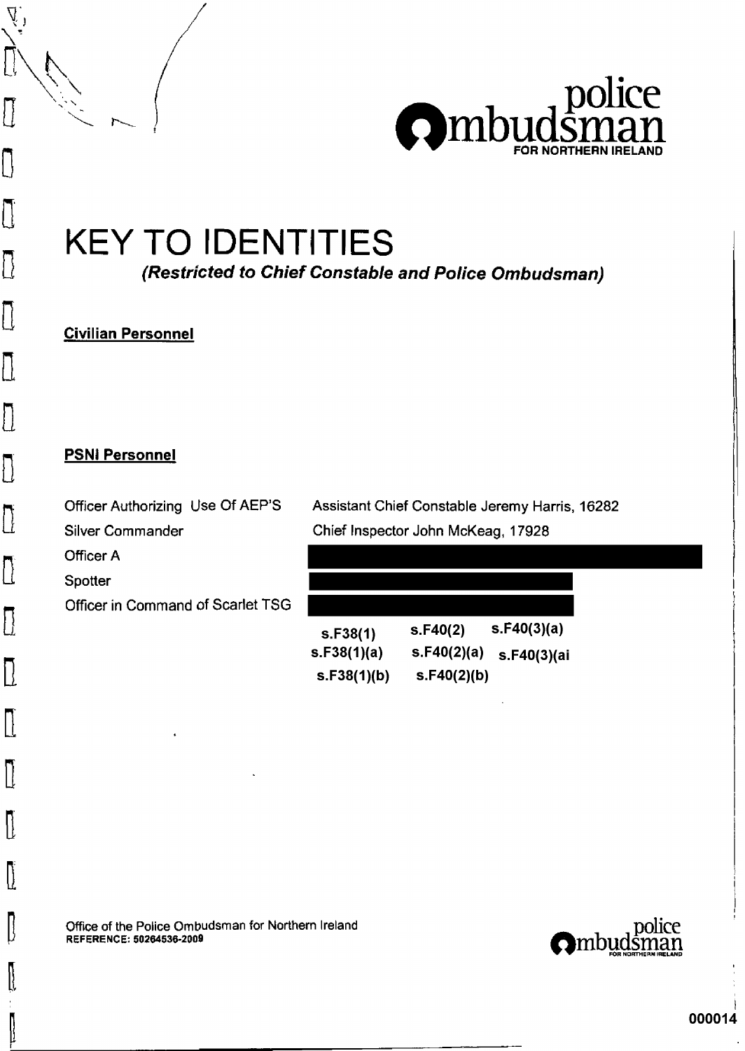police
Ombudsman
FOR NORTHERN IRELAND

# KEY TO IDENTITIES

***(Restricted to Chief Constable and Police Ombudsman)***

**Civilian Personnel**

**PSNI Personnel**

| | |
|---|---|
| Officer Authorizing Use Of AEP'S | Assistant Chief Constable Jeremy Harris, 16282 |
| Silver Commander | Chief Inspector John McKeag, 17928 |
| Officer A | |
| Spotter | |
| Officer in Command of Scarlet TSG | |

**s.F38(1) s.F40(2) s.F40(3)(a)**
**s.F38(1)(a) s.F40(2)(a) s.F40(3)(ai**
**s.F38(1)(b) s.F40(2)(b)**

Office of the Police Ombudsman for Northern Ireland
**REFERENCE: 50264536-2009**

000014